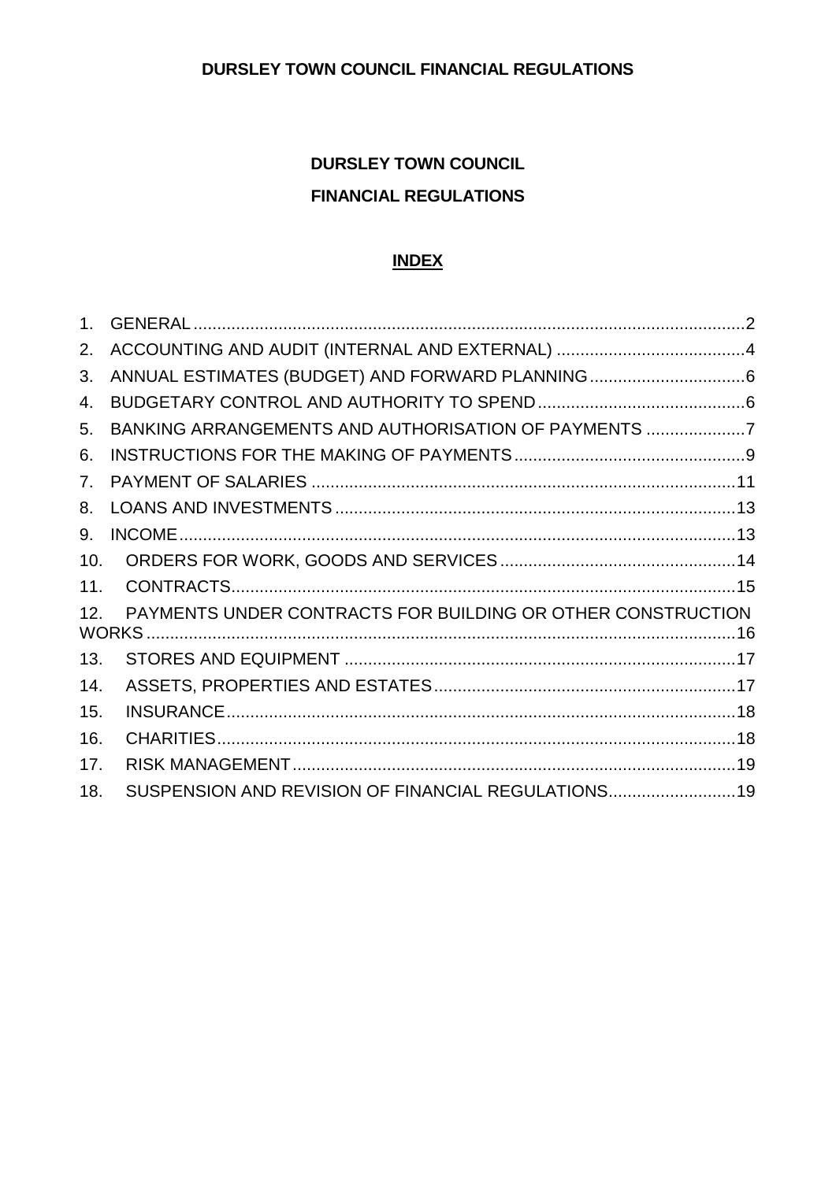# DURSLEY TOWN COUNCIL FINANCIAL REGULATIONS

## DURSLEY TOWN COUNCIL

## FINANCIAL REGULATIONS

**INDEX**

1. GENERAL ....................................................................................................................2
2. ACCOUNTING AND AUDIT (INTERNAL AND EXTERNAL) ........................................4
3. ANNUAL ESTIMATES (BUDGET) AND FORWARD PLANNING .................................6
4. BUDGETARY CONTROL AND AUTHORITY TO SPEND ............................................6
5. BANKING ARRANGEMENTS AND AUTHORISATION OF PAYMENTS .....................7
6. INSTRUCTIONS FOR THE MAKING OF PAYMENTS .................................................9
7. PAYMENT OF SALARIES ..........................................................................................11
8. LOANS AND INVESTMENTS ....................................................................................13
9. INCOME.....................................................................................................................13
10. ORDERS FOR WORK, GOODS AND SERVICES .....................................................14
11. CONTRACTS.............................................................................................................15
12. PAYMENTS UNDER CONTRACTS FOR BUILDING OR OTHER CONSTRUCTION WORKS .....................................................................................................................16
13. STORES AND EQUIPMENT ......................................................................................17
14. ASSETS, PROPERTIES AND ESTATES ....................................................................17
15. INSURANCE...............................................................................................................18
16. CHARITIES.................................................................................................................18
17. RISK MANAGEMENT.................................................................................................19
18. SUSPENSION AND REVISION OF FINANCIAL REGULATIONS...........................19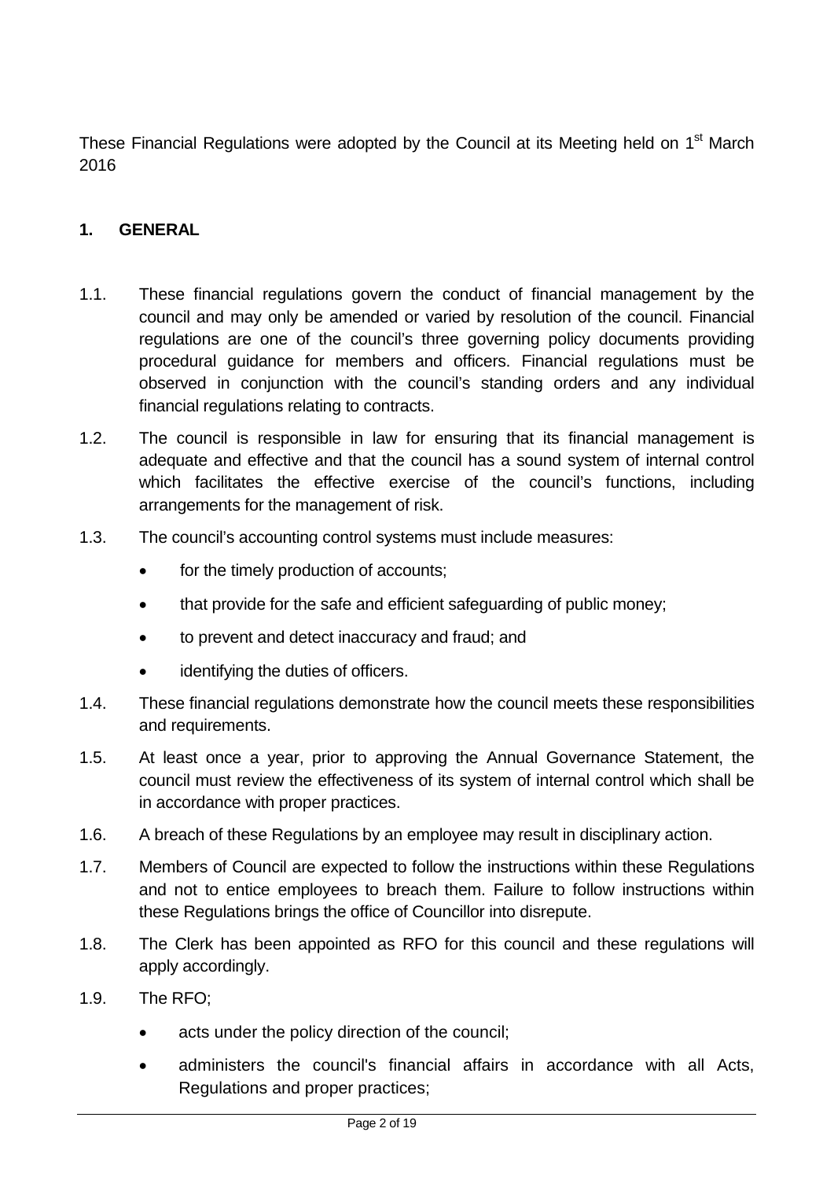These Financial Regulations were adopted by the Council at its Meeting held on 1st March 2016

## 1. GENERAL

1.1. These financial regulations govern the conduct of financial management by the council and may only be amended or varied by resolution of the council. Financial regulations are one of the council's three governing policy documents providing procedural guidance for members and officers. Financial regulations must be observed in conjunction with the council's standing orders and any individual financial regulations relating to contracts.

1.2. The council is responsible in law for ensuring that its financial management is adequate and effective and that the council has a sound system of internal control which facilitates the effective exercise of the council's functions, including arrangements for the management of risk.

1.3. The council's accounting control systems must include measures:

- for the timely production of accounts;
- that provide for the safe and efficient safeguarding of public money;
- to prevent and detect inaccuracy and fraud; and
- identifying the duties of officers.

1.4. These financial regulations demonstrate how the council meets these responsibilities and requirements.

1.5. At least once a year, prior to approving the Annual Governance Statement, the council must review the effectiveness of its system of internal control which shall be in accordance with proper practices.

1.6. A breach of these Regulations by an employee may result in disciplinary action.

1.7. Members of Council are expected to follow the instructions within these Regulations and not to entice employees to breach them. Failure to follow instructions within these Regulations brings the office of Councillor into disrepute.

1.8. The Clerk has been appointed as RFO for this council and these regulations will apply accordingly.

1.9. The RFO;

- acts under the policy direction of the council;
- administers the council's financial affairs in accordance with all Acts, Regulations and proper practices;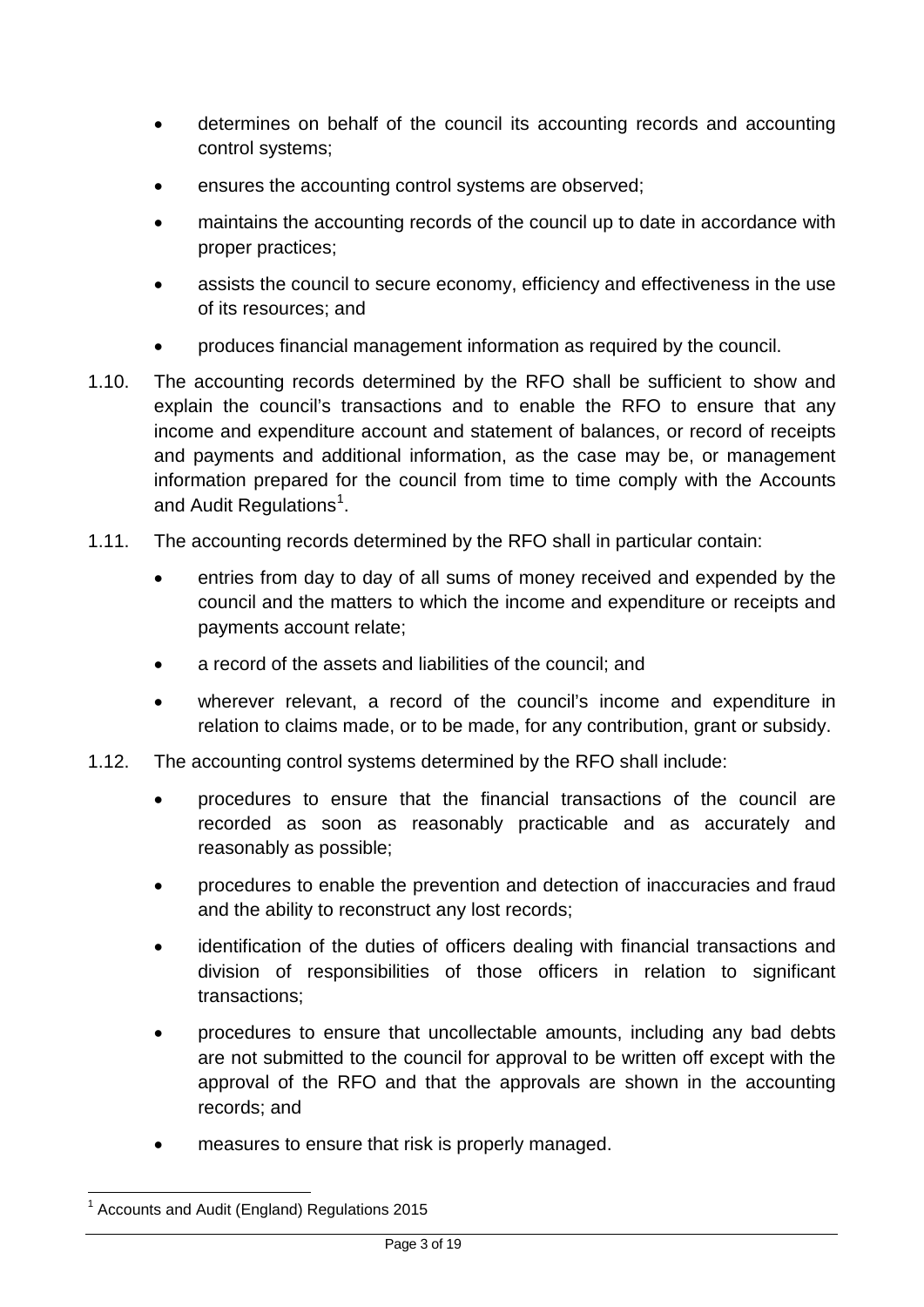- determines on behalf of the council its accounting records and accounting control systems;
- ensures the accounting control systems are observed;
- maintains the accounting records of the council up to date in accordance with proper practices;
- assists the council to secure economy, efficiency and effectiveness in the use of its resources; and
- produces financial management information as required by the council.

1.10. The accounting records determined by the RFO shall be sufficient to show and explain the council's transactions and to enable the RFO to ensure that any income and expenditure account and statement of balances, or record of receipts and payments and additional information, as the case may be, or management information prepared for the council from time to time comply with the Accounts and Audit Regulations[1].

1.11. The accounting records determined by the RFO shall in particular contain:

- entries from day to day of all sums of money received and expended by the council and the matters to which the income and expenditure or receipts and payments account relate;
- a record of the assets and liabilities of the council; and
- wherever relevant, a record of the council's income and expenditure in relation to claims made, or to be made, for any contribution, grant or subsidy.

1.12. The accounting control systems determined by the RFO shall include:

- procedures to ensure that the financial transactions of the council are recorded as soon as reasonably practicable and as accurately and reasonably as possible;
- procedures to enable the prevention and detection of inaccuracies and fraud and the ability to reconstruct any lost records;
- identification of the duties of officers dealing with financial transactions and division of responsibilities of those officers in relation to significant transactions;
- procedures to ensure that uncollectable amounts, including any bad debts are not submitted to the council for approval to be written off except with the approval of the RFO and that the approvals are shown in the accounting records; and
- measures to ensure that risk is properly managed.

[1] Accounts and Audit (England) Regulations 2015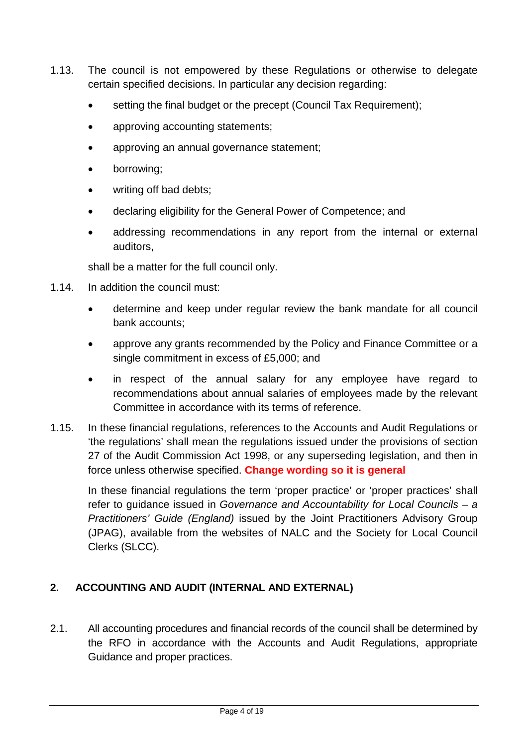1.13. The council is not empowered by these Regulations or otherwise to delegate certain specified decisions. In particular any decision regarding:

- setting the final budget or the precept (Council Tax Requirement);
- approving accounting statements;
- approving an annual governance statement;
- borrowing;
- writing off bad debts;
- declaring eligibility for the General Power of Competence; and
- addressing recommendations in any report from the internal or external auditors,

shall be a matter for the full council only.

1.14. In addition the council must:

- determine and keep under regular review the bank mandate for all council bank accounts;
- approve any grants recommended by the Policy and Finance Committee or a single commitment in excess of £5,000; and
- in respect of the annual salary for any employee have regard to recommendations about annual salaries of employees made by the relevant Committee in accordance with its terms of reference.

1.15. In these financial regulations, references to the Accounts and Audit Regulations or 'the regulations' shall mean the regulations issued under the provisions of section 27 of the Audit Commission Act 1998, or any superseding legislation, and then in force unless otherwise specified. **Change wording so it is general**

In these financial regulations the term 'proper practice' or 'proper practices' shall refer to guidance issued in *Governance and Accountability for Local Councils – a Practitioners' Guide (England)* issued by the Joint Practitioners Advisory Group (JPAG), available from the websites of NALC and the Society for Local Council Clerks (SLCC).

## 2. ACCOUNTING AND AUDIT (INTERNAL AND EXTERNAL)

2.1. All accounting procedures and financial records of the council shall be determined by the RFO in accordance with the Accounts and Audit Regulations, appropriate Guidance and proper practices.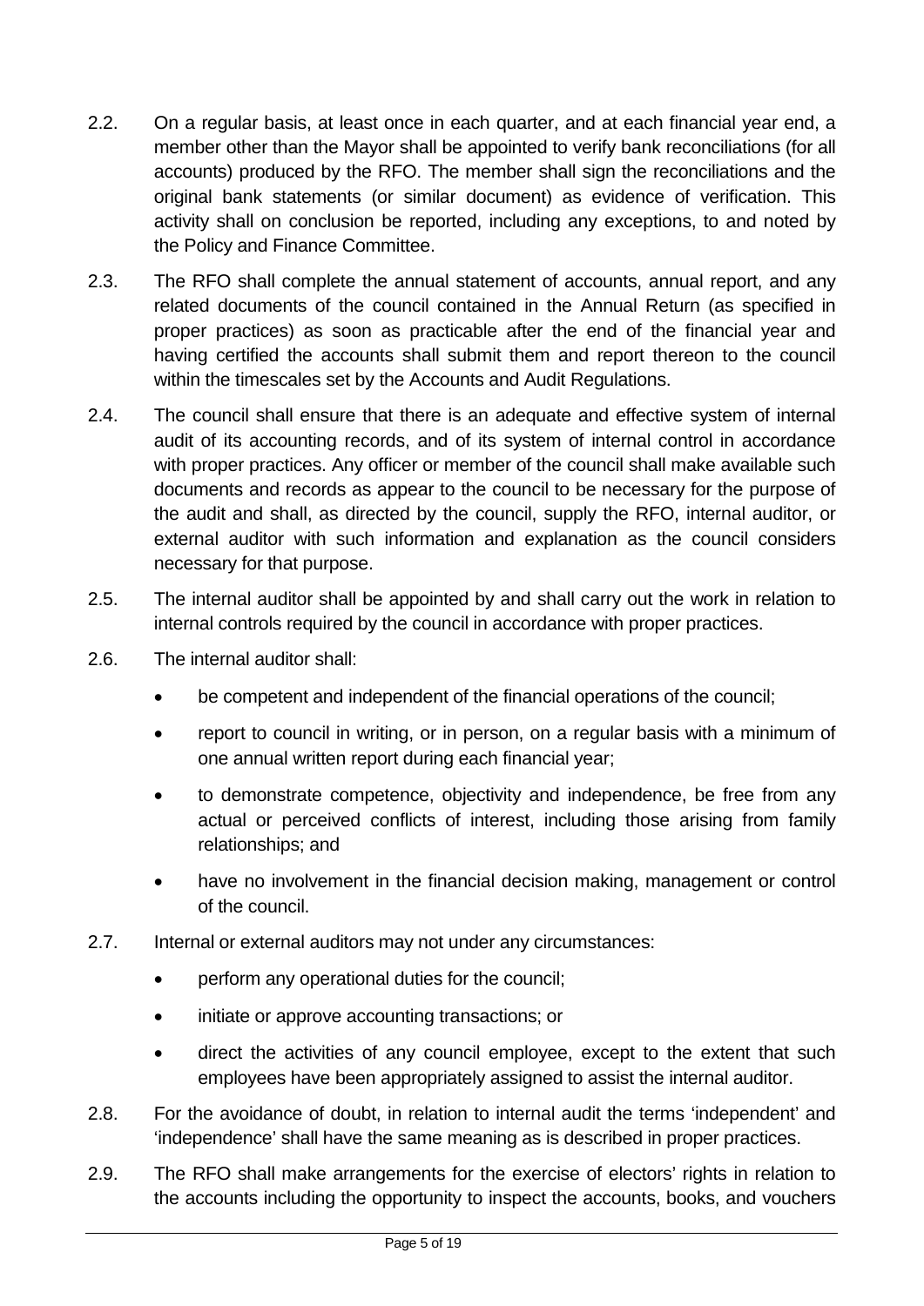2.2. On a regular basis, at least once in each quarter, and at each financial year end, a member other than the Mayor shall be appointed to verify bank reconciliations (for all accounts) produced by the RFO. The member shall sign the reconciliations and the original bank statements (or similar document) as evidence of verification. This activity shall on conclusion be reported, including any exceptions, to and noted by the Policy and Finance Committee.

2.3. The RFO shall complete the annual statement of accounts, annual report, and any related documents of the council contained in the Annual Return (as specified in proper practices) as soon as practicable after the end of the financial year and having certified the accounts shall submit them and report thereon to the council within the timescales set by the Accounts and Audit Regulations.

2.4. The council shall ensure that there is an adequate and effective system of internal audit of its accounting records, and of its system of internal control in accordance with proper practices. Any officer or member of the council shall make available such documents and records as appear to the council to be necessary for the purpose of the audit and shall, as directed by the council, supply the RFO, internal auditor, or external auditor with such information and explanation as the council considers necessary for that purpose.

2.5. The internal auditor shall be appointed by and shall carry out the work in relation to internal controls required by the council in accordance with proper practices.

2.6. The internal auditor shall:

- be competent and independent of the financial operations of the council;
- report to council in writing, or in person, on a regular basis with a minimum of one annual written report during each financial year;
- to demonstrate competence, objectivity and independence, be free from any actual or perceived conflicts of interest, including those arising from family relationships; and
- have no involvement in the financial decision making, management or control of the council.

2.7. Internal or external auditors may not under any circumstances:

- perform any operational duties for the council;
- initiate or approve accounting transactions; or
- direct the activities of any council employee, except to the extent that such employees have been appropriately assigned to assist the internal auditor.

2.8. For the avoidance of doubt, in relation to internal audit the terms 'independent' and 'independence' shall have the same meaning as is described in proper practices.

2.9. The RFO shall make arrangements for the exercise of electors' rights in relation to the accounts including the opportunity to inspect the accounts, books, and vouchers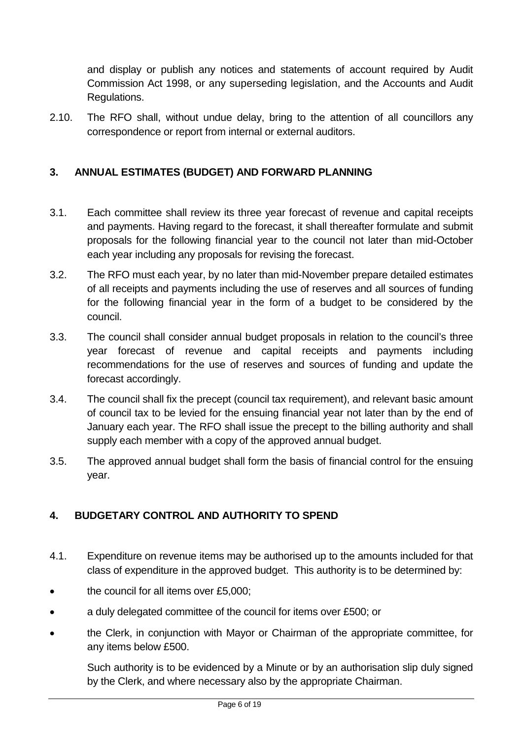and display or publish any notices and statements of account required by Audit Commission Act 1998, or any superseding legislation, and the Accounts and Audit Regulations.

2.10. The RFO shall, without undue delay, bring to the attention of all councillors any correspondence or report from internal or external auditors.

## 3. ANNUAL ESTIMATES (BUDGET) AND FORWARD PLANNING

3.1. Each committee shall review its three year forecast of revenue and capital receipts and payments. Having regard to the forecast, it shall thereafter formulate and submit proposals for the following financial year to the council not later than mid-October each year including any proposals for revising the forecast.

3.2. The RFO must each year, by no later than mid-November prepare detailed estimates of all receipts and payments including the use of reserves and all sources of funding for the following financial year in the form of a budget to be considered by the council.

3.3. The council shall consider annual budget proposals in relation to the council's three year forecast of revenue and capital receipts and payments including recommendations for the use of reserves and sources of funding and update the forecast accordingly.

3.4. The council shall fix the precept (council tax requirement), and relevant basic amount of council tax to be levied for the ensuing financial year not later than by the end of January each year. The RFO shall issue the precept to the billing authority and shall supply each member with a copy of the approved annual budget.

3.5. The approved annual budget shall form the basis of financial control for the ensuing year.

## 4. BUDGETARY CONTROL AND AUTHORITY TO SPEND

4.1. Expenditure on revenue items may be authorised up to the amounts included for that class of expenditure in the approved budget. This authority is to be determined by:

- the council for all items over £5,000;
- a duly delegated committee of the council for items over £500; or
- the Clerk, in conjunction with Mayor or Chairman of the appropriate committee, for any items below £500.

Such authority is to be evidenced by a Minute or by an authorisation slip duly signed by the Clerk, and where necessary also by the appropriate Chairman.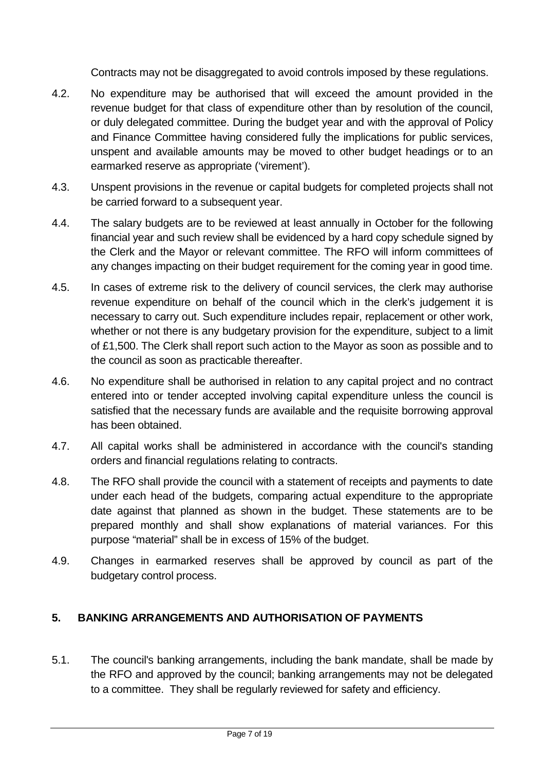Contracts may not be disaggregated to avoid controls imposed by these regulations.

4.2. No expenditure may be authorised that will exceed the amount provided in the revenue budget for that class of expenditure other than by resolution of the council, or duly delegated committee. During the budget year and with the approval of Policy and Finance Committee having considered fully the implications for public services, unspent and available amounts may be moved to other budget headings or to an earmarked reserve as appropriate ('virement').

4.3. Unspent provisions in the revenue or capital budgets for completed projects shall not be carried forward to a subsequent year.

4.4. The salary budgets are to be reviewed at least annually in October for the following financial year and such review shall be evidenced by a hard copy schedule signed by the Clerk and the Mayor or relevant committee. The RFO will inform committees of any changes impacting on their budget requirement for the coming year in good time.

4.5. In cases of extreme risk to the delivery of council services, the clerk may authorise revenue expenditure on behalf of the council which in the clerk's judgement it is necessary to carry out. Such expenditure includes repair, replacement or other work, whether or not there is any budgetary provision for the expenditure, subject to a limit of £1,500. The Clerk shall report such action to the Mayor as soon as possible and to the council as soon as practicable thereafter.

4.6. No expenditure shall be authorised in relation to any capital project and no contract entered into or tender accepted involving capital expenditure unless the council is satisfied that the necessary funds are available and the requisite borrowing approval has been obtained.

4.7. All capital works shall be administered in accordance with the council's standing orders and financial regulations relating to contracts.

4.8. The RFO shall provide the council with a statement of receipts and payments to date under each head of the budgets, comparing actual expenditure to the appropriate date against that planned as shown in the budget. These statements are to be prepared monthly and shall show explanations of material variances. For this purpose "material" shall be in excess of 15% of the budget.

4.9. Changes in earmarked reserves shall be approved by council as part of the budgetary control process.

## 5. BANKING ARRANGEMENTS AND AUTHORISATION OF PAYMENTS

5.1. The council's banking arrangements, including the bank mandate, shall be made by the RFO and approved by the council; banking arrangements may not be delegated to a committee. They shall be regularly reviewed for safety and efficiency.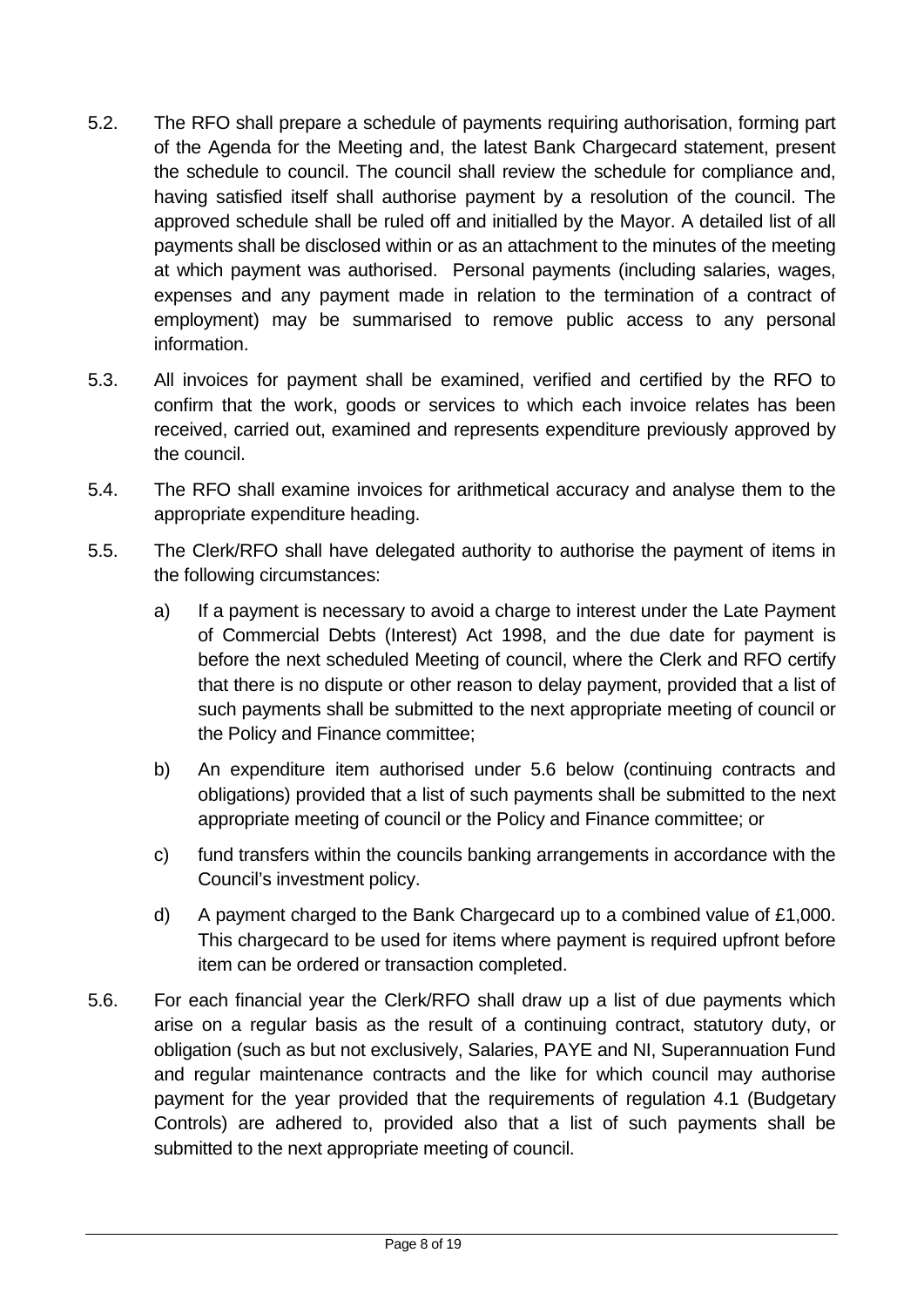5.2. The RFO shall prepare a schedule of payments requiring authorisation, forming part of the Agenda for the Meeting and, the latest Bank Chargecard statement, present the schedule to council. The council shall review the schedule for compliance and, having satisfied itself shall authorise payment by a resolution of the council. The approved schedule shall be ruled off and initialled by the Mayor. A detailed list of all payments shall be disclosed within or as an attachment to the minutes of the meeting at which payment was authorised. Personal payments (including salaries, wages, expenses and any payment made in relation to the termination of a contract of employment) may be summarised to remove public access to any personal information.

5.3. All invoices for payment shall be examined, verified and certified by the RFO to confirm that the work, goods or services to which each invoice relates has been received, carried out, examined and represents expenditure previously approved by the council.

5.4. The RFO shall examine invoices for arithmetical accuracy and analyse them to the appropriate expenditure heading.

5.5. The Clerk/RFO shall have delegated authority to authorise the payment of items in the following circumstances:

   a) If a payment is necessary to avoid a charge to interest under the Late Payment of Commercial Debts (Interest) Act 1998, and the due date for payment is before the next scheduled Meeting of council, where the Clerk and RFO certify that there is no dispute or other reason to delay payment, provided that a list of such payments shall be submitted to the next appropriate meeting of council or the Policy and Finance committee;

   b) An expenditure item authorised under 5.6 below (continuing contracts and obligations) provided that a list of such payments shall be submitted to the next appropriate meeting of council or the Policy and Finance committee; or

   c) fund transfers within the councils banking arrangements in accordance with the Council's investment policy.

   d) A payment charged to the Bank Chargecard up to a combined value of £1,000. This chargecard to be used for items where payment is required upfront before item can be ordered or transaction completed.

5.6. For each financial year the Clerk/RFO shall draw up a list of due payments which arise on a regular basis as the result of a continuing contract, statutory duty, or obligation (such as but not exclusively, Salaries, PAYE and NI, Superannuation Fund and regular maintenance contracts and the like for which council may authorise payment for the year provided that the requirements of regulation 4.1 (Budgetary Controls) are adhered to, provided also that a list of such payments shall be submitted to the next appropriate meeting of council.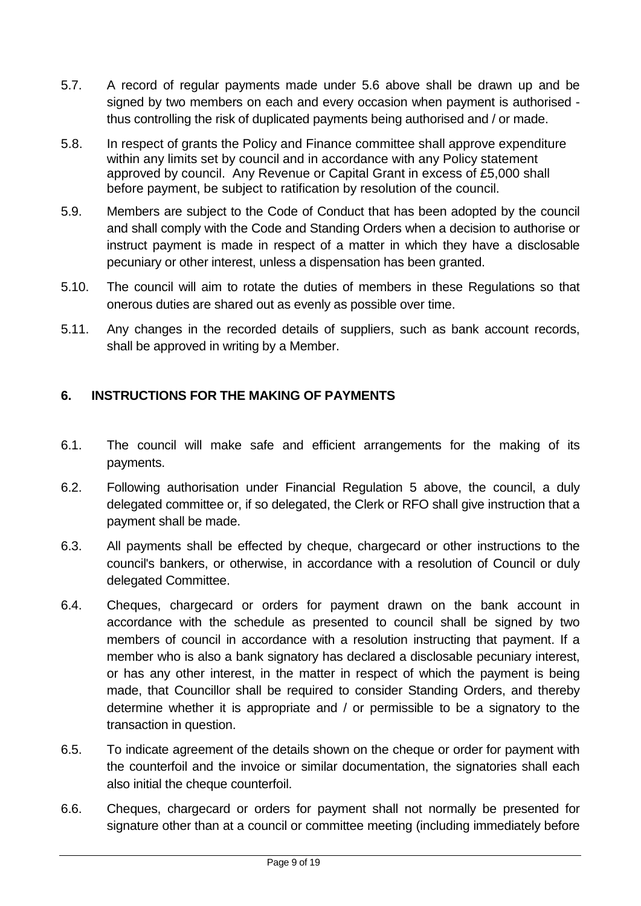5.7. A record of regular payments made under 5.6 above shall be drawn up and be signed by two members on each and every occasion when payment is authorised - thus controlling the risk of duplicated payments being authorised and / or made.

5.8. In respect of grants the Policy and Finance committee shall approve expenditure within any limits set by council and in accordance with any Policy statement approved by council. Any Revenue or Capital Grant in excess of £5,000 shall before payment, be subject to ratification by resolution of the council.

5.9. Members are subject to the Code of Conduct that has been adopted by the council and shall comply with the Code and Standing Orders when a decision to authorise or instruct payment is made in respect of a matter in which they have a disclosable pecuniary or other interest, unless a dispensation has been granted.

5.10. The council will aim to rotate the duties of members in these Regulations so that onerous duties are shared out as evenly as possible over time.

5.11. Any changes in the recorded details of suppliers, such as bank account records, shall be approved in writing by a Member.

## 6. INSTRUCTIONS FOR THE MAKING OF PAYMENTS

6.1. The council will make safe and efficient arrangements for the making of its payments.

6.2. Following authorisation under Financial Regulation 5 above, the council, a duly delegated committee or, if so delegated, the Clerk or RFO shall give instruction that a payment shall be made.

6.3. All payments shall be effected by cheque, chargecard or other instructions to the council's bankers, or otherwise, in accordance with a resolution of Council or duly delegated Committee.

6.4. Cheques, chargecard or orders for payment drawn on the bank account in accordance with the schedule as presented to council shall be signed by two members of council in accordance with a resolution instructing that payment. If a member who is also a bank signatory has declared a disclosable pecuniary interest, or has any other interest, in the matter in respect of which the payment is being made, that Councillor shall be required to consider Standing Orders, and thereby determine whether it is appropriate and / or permissible to be a signatory to the transaction in question.

6.5. To indicate agreement of the details shown on the cheque or order for payment with the counterfoil and the invoice or similar documentation, the signatories shall each also initial the cheque counterfoil.

6.6. Cheques, chargecard or orders for payment shall not normally be presented for signature other than at a council or committee meeting (including immediately before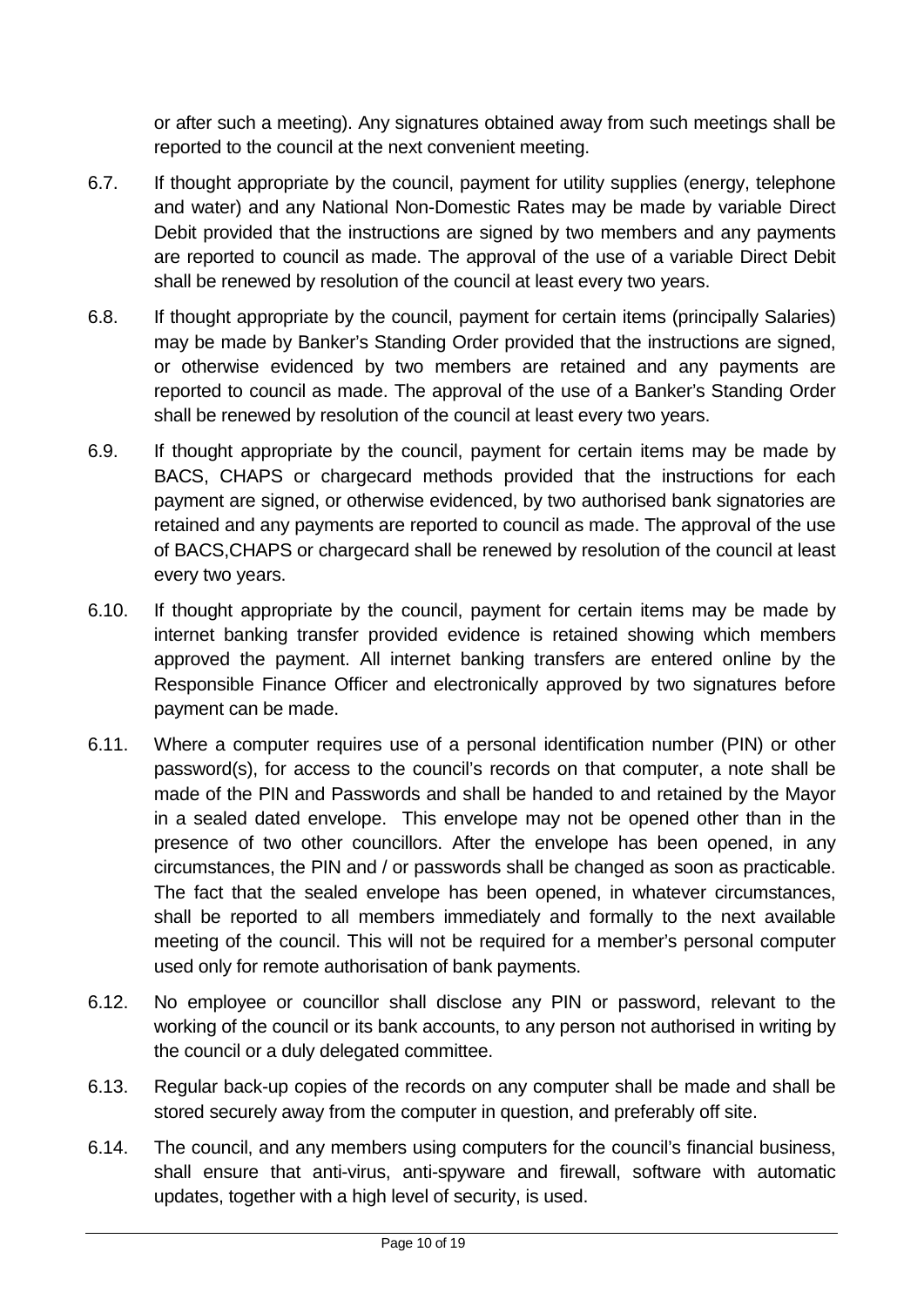or after such a meeting). Any signatures obtained away from such meetings shall be reported to the council at the next convenient meeting.

6.7. If thought appropriate by the council, payment for utility supplies (energy, telephone and water) and any National Non-Domestic Rates may be made by variable Direct Debit provided that the instructions are signed by two members and any payments are reported to council as made. The approval of the use of a variable Direct Debit shall be renewed by resolution of the council at least every two years.

6.8. If thought appropriate by the council, payment for certain items (principally Salaries) may be made by Banker's Standing Order provided that the instructions are signed, or otherwise evidenced by two members are retained and any payments are reported to council as made. The approval of the use of a Banker's Standing Order shall be renewed by resolution of the council at least every two years.

6.9. If thought appropriate by the council, payment for certain items may be made by BACS, CHAPS or chargecard methods provided that the instructions for each payment are signed, or otherwise evidenced, by two authorised bank signatories are retained and any payments are reported to council as made. The approval of the use of BACS,CHAPS or chargecard shall be renewed by resolution of the council at least every two years.

6.10. If thought appropriate by the council, payment for certain items may be made by internet banking transfer provided evidence is retained showing which members approved the payment. All internet banking transfers are entered online by the Responsible Finance Officer and electronically approved by two signatures before payment can be made.

6.11. Where a computer requires use of a personal identification number (PIN) or other password(s), for access to the council's records on that computer, a note shall be made of the PIN and Passwords and shall be handed to and retained by the Mayor in a sealed dated envelope. This envelope may not be opened other than in the presence of two other councillors. After the envelope has been opened, in any circumstances, the PIN and / or passwords shall be changed as soon as practicable. The fact that the sealed envelope has been opened, in whatever circumstances, shall be reported to all members immediately and formally to the next available meeting of the council. This will not be required for a member's personal computer used only for remote authorisation of bank payments.

6.12. No employee or councillor shall disclose any PIN or password, relevant to the working of the council or its bank accounts, to any person not authorised in writing by the council or a duly delegated committee.

6.13. Regular back-up copies of the records on any computer shall be made and shall be stored securely away from the computer in question, and preferably off site.

6.14. The council, and any members using computers for the council's financial business, shall ensure that anti-virus, anti-spyware and firewall, software with automatic updates, together with a high level of security, is used.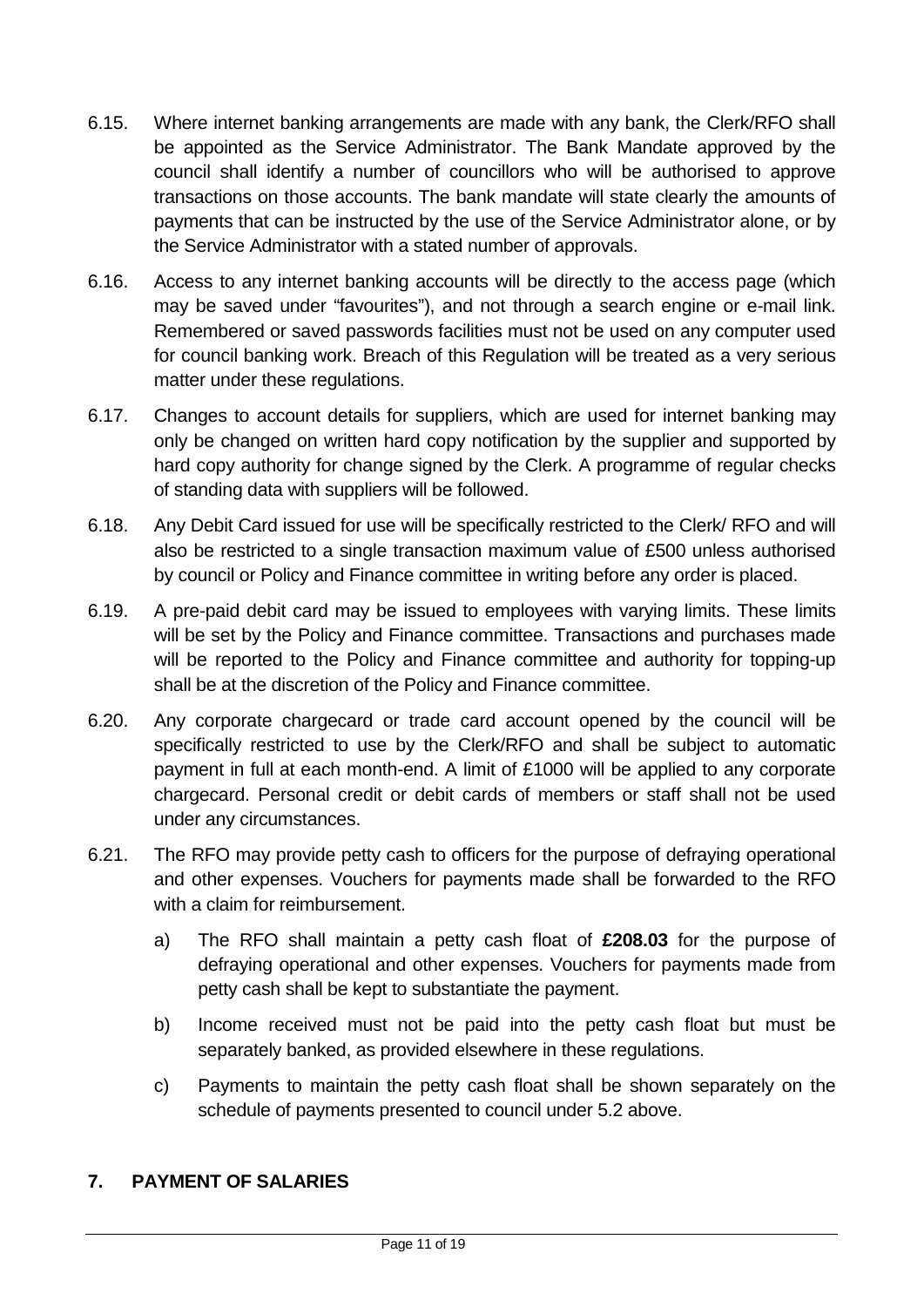6.15. Where internet banking arrangements are made with any bank, the Clerk/RFO shall be appointed as the Service Administrator. The Bank Mandate approved by the council shall identify a number of councillors who will be authorised to approve transactions on those accounts. The bank mandate will state clearly the amounts of payments that can be instructed by the use of the Service Administrator alone, or by the Service Administrator with a stated number of approvals.

6.16. Access to any internet banking accounts will be directly to the access page (which may be saved under "favourites"), and not through a search engine or e-mail link. Remembered or saved passwords facilities must not be used on any computer used for council banking work. Breach of this Regulation will be treated as a very serious matter under these regulations.

6.17. Changes to account details for suppliers, which are used for internet banking may only be changed on written hard copy notification by the supplier and supported by hard copy authority for change signed by the Clerk. A programme of regular checks of standing data with suppliers will be followed.

6.18. Any Debit Card issued for use will be specifically restricted to the Clerk/ RFO and will also be restricted to a single transaction maximum value of £500 unless authorised by council or Policy and Finance committee in writing before any order is placed.

6.19. A pre-paid debit card may be issued to employees with varying limits. These limits will be set by the Policy and Finance committee. Transactions and purchases made will be reported to the Policy and Finance committee and authority for topping-up shall be at the discretion of the Policy and Finance committee.

6.20. Any corporate chargecard or trade card account opened by the council will be specifically restricted to use by the Clerk/RFO and shall be subject to automatic payment in full at each month-end. A limit of £1000 will be applied to any corporate chargecard. Personal credit or debit cards of members or staff shall not be used under any circumstances.

6.21. The RFO may provide petty cash to officers for the purpose of defraying operational and other expenses. Vouchers for payments made shall be forwarded to the RFO with a claim for reimbursement.

a) The RFO shall maintain a petty cash float of **£208.03** for the purpose of defraying operational and other expenses. Vouchers for payments made from petty cash shall be kept to substantiate the payment.

b) Income received must not be paid into the petty cash float but must be separately banked, as provided elsewhere in these regulations.

c) Payments to maintain the petty cash float shall be shown separately on the schedule of payments presented to council under 5.2 above.

## 7. PAYMENT OF SALARIES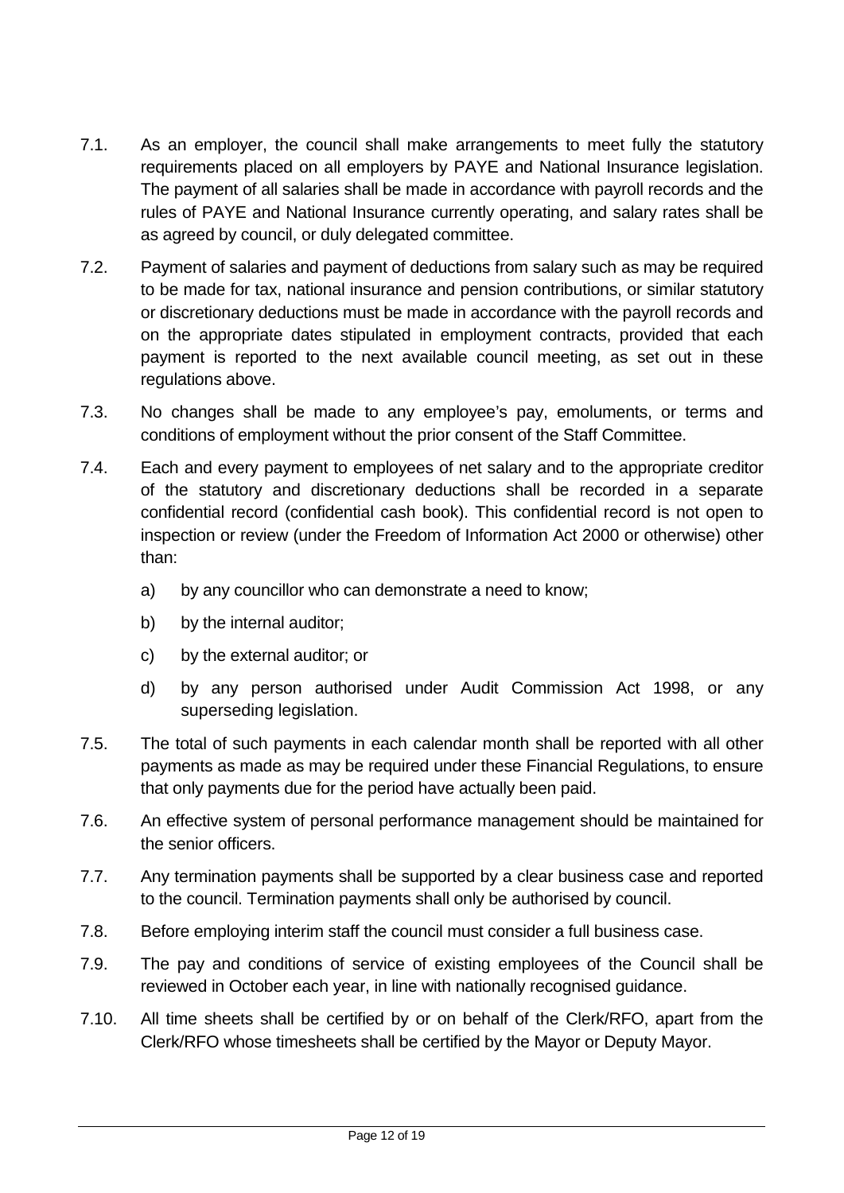7.1. As an employer, the council shall make arrangements to meet fully the statutory requirements placed on all employers by PAYE and National Insurance legislation. The payment of all salaries shall be made in accordance with payroll records and the rules of PAYE and National Insurance currently operating, and salary rates shall be as agreed by council, or duly delegated committee.

7.2. Payment of salaries and payment of deductions from salary such as may be required to be made for tax, national insurance and pension contributions, or similar statutory or discretionary deductions must be made in accordance with the payroll records and on the appropriate dates stipulated in employment contracts, provided that each payment is reported to the next available council meeting, as set out in these regulations above.

7.3. No changes shall be made to any employee's pay, emoluments, or terms and conditions of employment without the prior consent of the Staff Committee.

7.4. Each and every payment to employees of net salary and to the appropriate creditor of the statutory and discretionary deductions shall be recorded in a separate confidential record (confidential cash book). This confidential record is not open to inspection or review (under the Freedom of Information Act 2000 or otherwise) other than:

   a) by any councillor who can demonstrate a need to know;

   b) by the internal auditor;

   c) by the external auditor; or

   d) by any person authorised under Audit Commission Act 1998, or any superseding legislation.

7.5. The total of such payments in each calendar month shall be reported with all other payments as made as may be required under these Financial Regulations, to ensure that only payments due for the period have actually been paid.

7.6. An effective system of personal performance management should be maintained for the senior officers.

7.7. Any termination payments shall be supported by a clear business case and reported to the council. Termination payments shall only be authorised by council.

7.8. Before employing interim staff the council must consider a full business case.

7.9. The pay and conditions of service of existing employees of the Council shall be reviewed in October each year, in line with nationally recognised guidance.

7.10. All time sheets shall be certified by or on behalf of the Clerk/RFO, apart from the Clerk/RFO whose timesheets shall be certified by the Mayor or Deputy Mayor.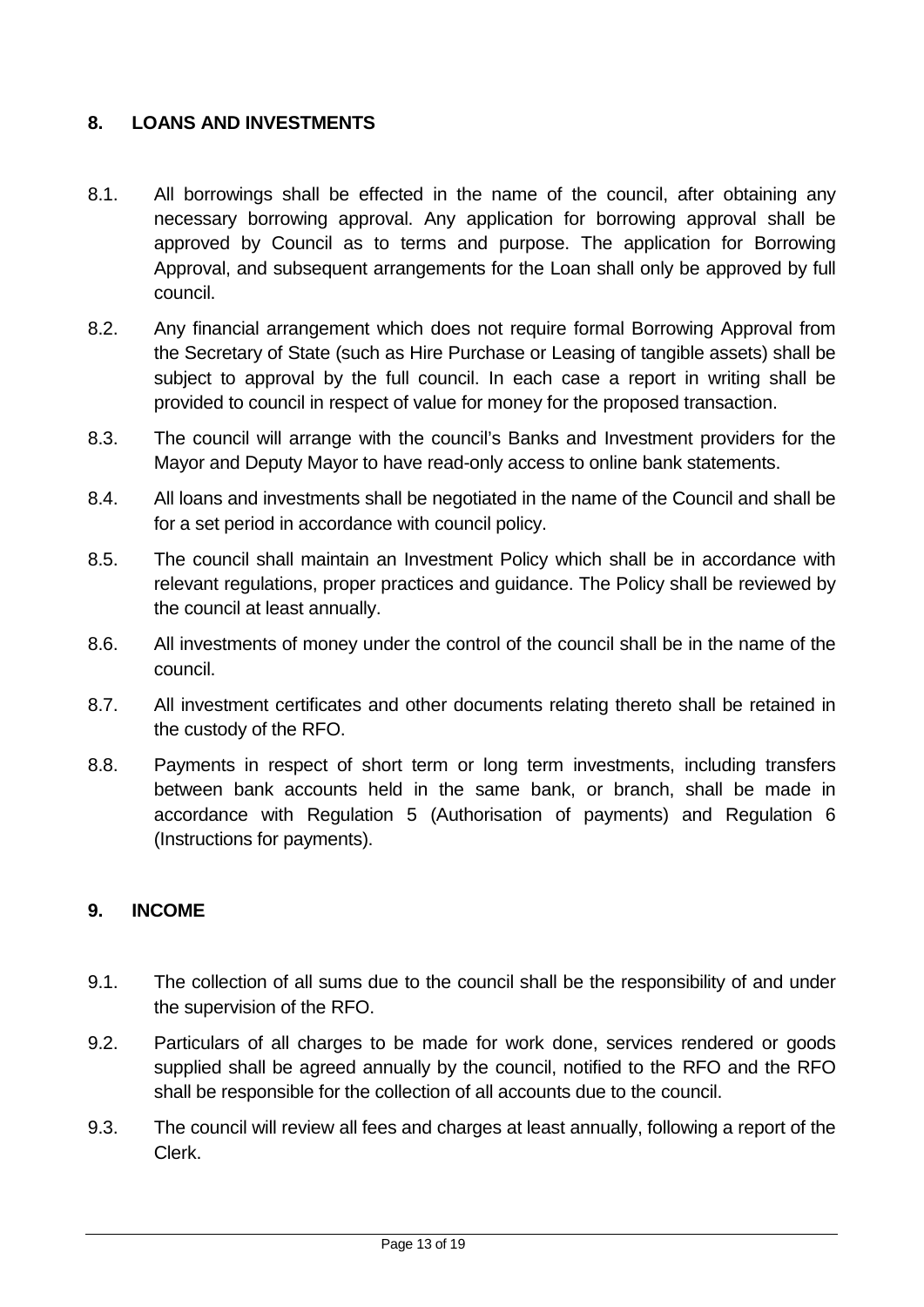## 8. LOANS AND INVESTMENTS

8.1. All borrowings shall be effected in the name of the council, after obtaining any necessary borrowing approval. Any application for borrowing approval shall be approved by Council as to terms and purpose. The application for Borrowing Approval, and subsequent arrangements for the Loan shall only be approved by full council.

8.2. Any financial arrangement which does not require formal Borrowing Approval from the Secretary of State (such as Hire Purchase or Leasing of tangible assets) shall be subject to approval by the full council. In each case a report in writing shall be provided to council in respect of value for money for the proposed transaction.

8.3. The council will arrange with the council's Banks and Investment providers for the Mayor and Deputy Mayor to have read-only access to online bank statements.

8.4. All loans and investments shall be negotiated in the name of the Council and shall be for a set period in accordance with council policy.

8.5. The council shall maintain an Investment Policy which shall be in accordance with relevant regulations, proper practices and guidance. The Policy shall be reviewed by the council at least annually.

8.6. All investments of money under the control of the council shall be in the name of the council.

8.7. All investment certificates and other documents relating thereto shall be retained in the custody of the RFO.

8.8. Payments in respect of short term or long term investments, including transfers between bank accounts held in the same bank, or branch, shall be made in accordance with Regulation 5 (Authorisation of payments) and Regulation 6 (Instructions for payments).

## 9. INCOME

9.1. The collection of all sums due to the council shall be the responsibility of and under the supervision of the RFO.

9.2. Particulars of all charges to be made for work done, services rendered or goods supplied shall be agreed annually by the council, notified to the RFO and the RFO shall be responsible for the collection of all accounts due to the council.

9.3. The council will review all fees and charges at least annually, following a report of the Clerk.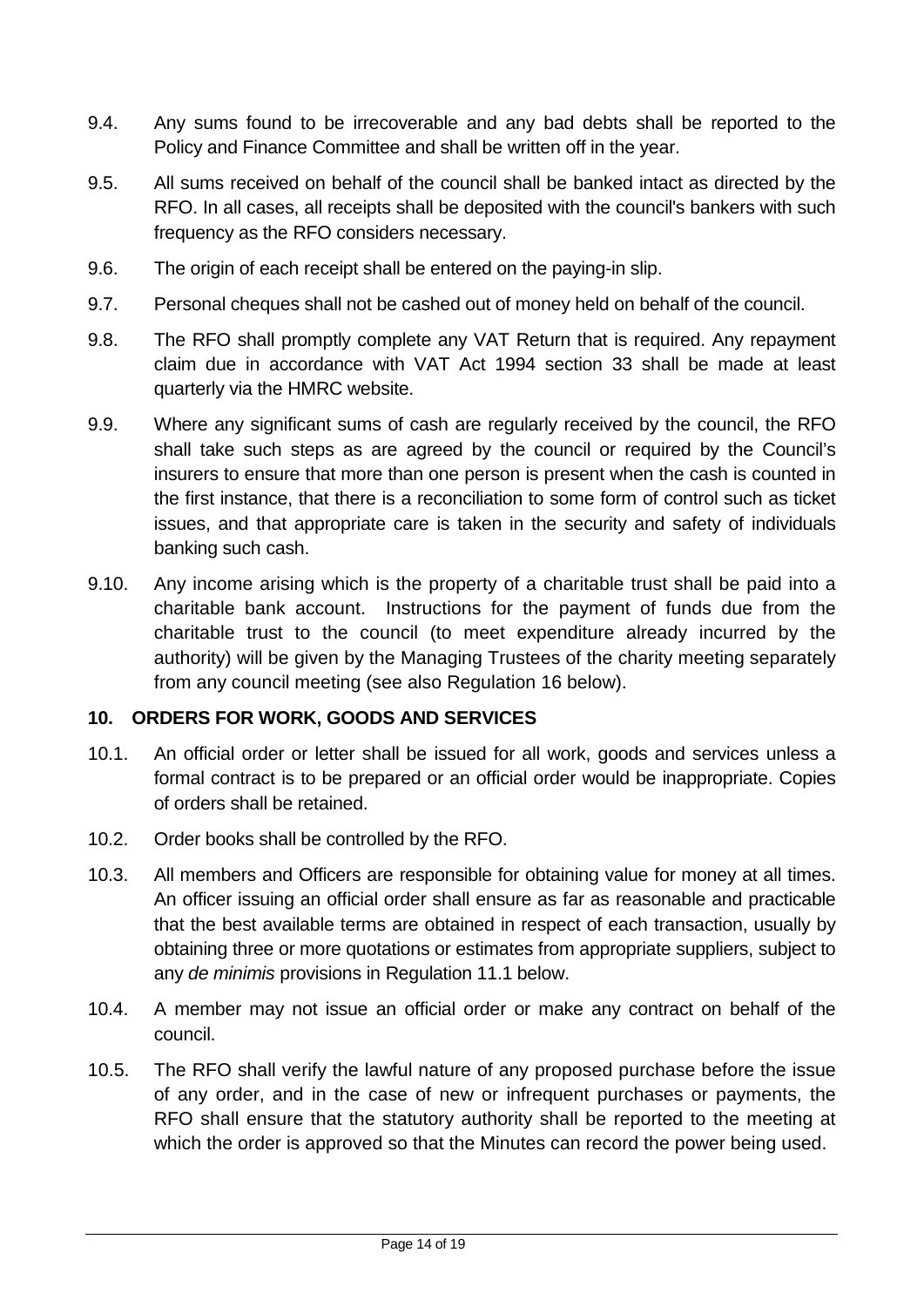9.4. Any sums found to be irrecoverable and any bad debts shall be reported to the Policy and Finance Committee and shall be written off in the year.

9.5. All sums received on behalf of the council shall be banked intact as directed by the RFO. In all cases, all receipts shall be deposited with the council's bankers with such frequency as the RFO considers necessary.

9.6. The origin of each receipt shall be entered on the paying-in slip.

9.7. Personal cheques shall not be cashed out of money held on behalf of the council.

9.8. The RFO shall promptly complete any VAT Return that is required. Any repayment claim due in accordance with VAT Act 1994 section 33 shall be made at least quarterly via the HMRC website.

9.9. Where any significant sums of cash are regularly received by the council, the RFO shall take such steps as are agreed by the council or required by the Council's insurers to ensure that more than one person is present when the cash is counted in the first instance, that there is a reconciliation to some form of control such as ticket issues, and that appropriate care is taken in the security and safety of individuals banking such cash.

9.10. Any income arising which is the property of a charitable trust shall be paid into a charitable bank account. Instructions for the payment of funds due from the charitable trust to the council (to meet expenditure already incurred by the authority) will be given by the Managing Trustees of the charity meeting separately from any council meeting (see also Regulation 16 below).

## 10. ORDERS FOR WORK, GOODS AND SERVICES

10.1. An official order or letter shall be issued for all work, goods and services unless a formal contract is to be prepared or an official order would be inappropriate. Copies of orders shall be retained.

10.2. Order books shall be controlled by the RFO.

10.3. All members and Officers are responsible for obtaining value for money at all times. An officer issuing an official order shall ensure as far as reasonable and practicable that the best available terms are obtained in respect of each transaction, usually by obtaining three or more quotations or estimates from appropriate suppliers, subject to any *de minimis* provisions in Regulation 11.1 below.

10.4. A member may not issue an official order or make any contract on behalf of the council.

10.5. The RFO shall verify the lawful nature of any proposed purchase before the issue of any order, and in the case of new or infrequent purchases or payments, the RFO shall ensure that the statutory authority shall be reported to the meeting at which the order is approved so that the Minutes can record the power being used.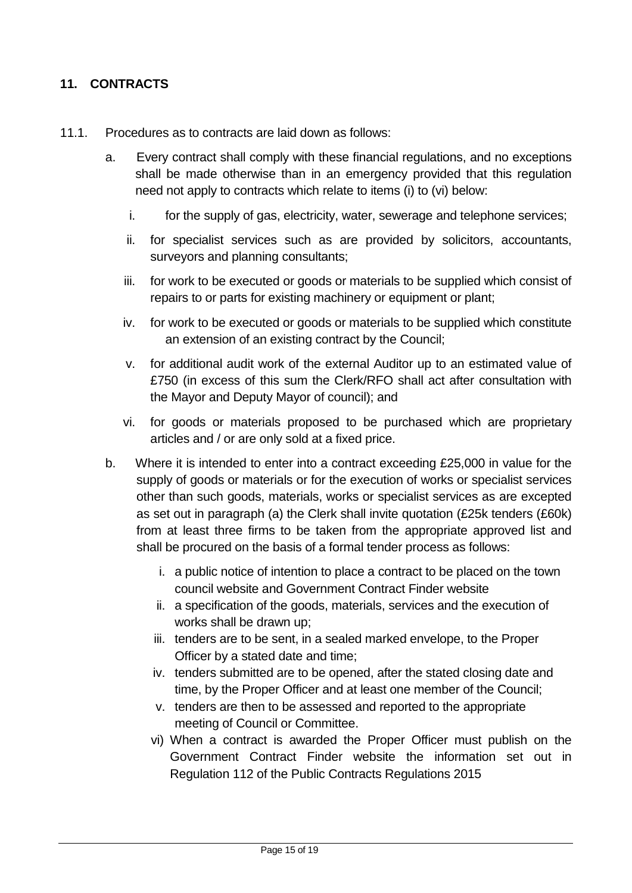## 11. CONTRACTS

11.1. Procedures as to contracts are laid down as follows:

a. Every contract shall comply with these financial regulations, and no exceptions shall be made otherwise than in an emergency provided that this regulation need not apply to contracts which relate to items (i) to (vi) below:

   i. for the supply of gas, electricity, water, sewerage and telephone services;

   ii. for specialist services such as are provided by solicitors, accountants, surveyors and planning consultants;

   iii. for work to be executed or goods or materials to be supplied which consist of repairs to or parts for existing machinery or equipment or plant;

   iv. for work to be executed or goods or materials to be supplied which constitute an extension of an existing contract by the Council;

   v. for additional audit work of the external Auditor up to an estimated value of £750 (in excess of this sum the Clerk/RFO shall act after consultation with the Mayor and Deputy Mayor of council); and

   vi. for goods or materials proposed to be purchased which are proprietary articles and / or are only sold at a fixed price.

b. Where it is intended to enter into a contract exceeding £25,000 in value for the supply of goods or materials or for the execution of works or specialist services other than such goods, materials, works or specialist services as are excepted as set out in paragraph (a) the Clerk shall invite quotation (£25k tenders (£60k) from at least three firms to be taken from the appropriate approved list and shall be procured on the basis of a formal tender process as follows:

   i. a public notice of intention to place a contract to be placed on the town council website and Government Contract Finder website
   
   ii. a specification of the goods, materials, services and the execution of works shall be drawn up;
   
   iii. tenders are to be sent, in a sealed marked envelope, to the Proper Officer by a stated date and time;
   
   iv. tenders submitted are to be opened, after the stated closing date and time, by the Proper Officer and at least one member of the Council;
   
   v. tenders are then to be assessed and reported to the appropriate meeting of Council or Committee.
   
   vi) When a contract is awarded the Proper Officer must publish on the Government Contract Finder website the information set out in Regulation 112 of the Public Contracts Regulations 2015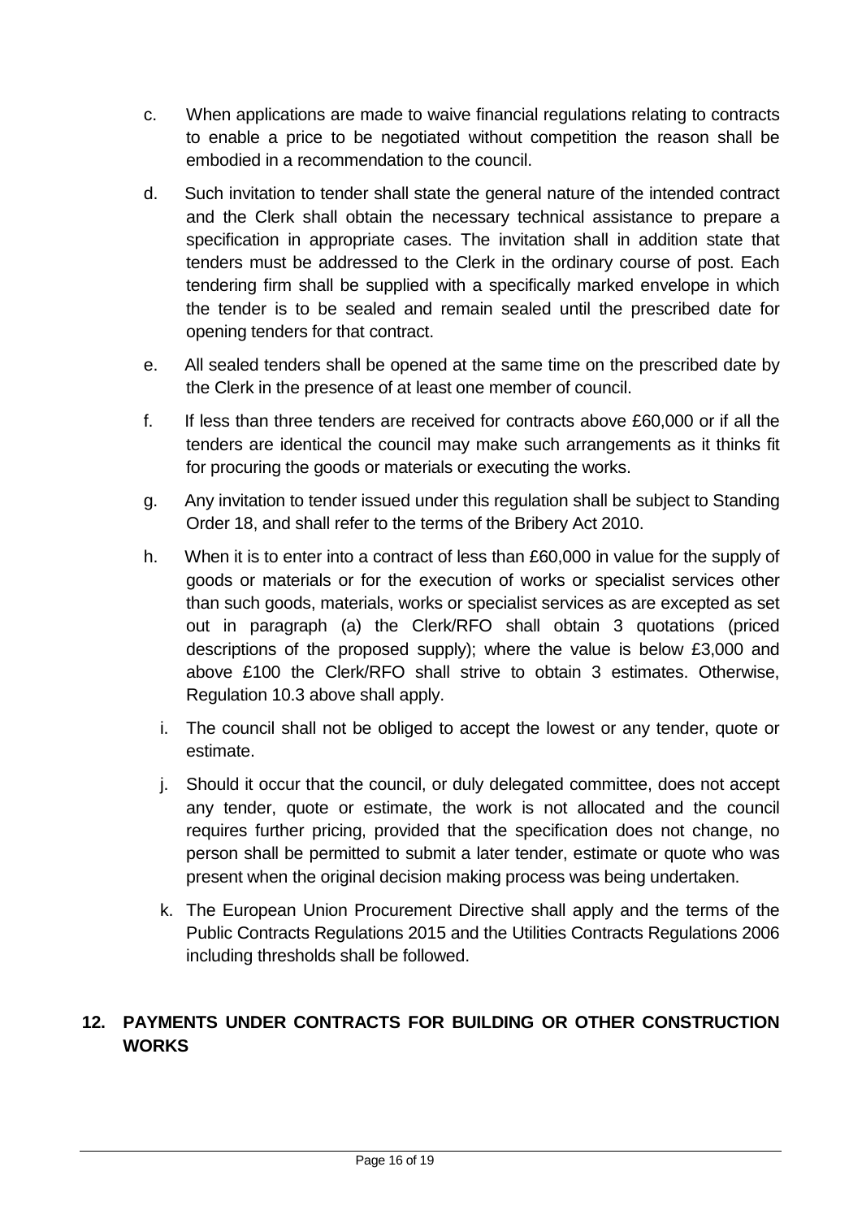c. When applications are made to waive financial regulations relating to contracts to enable a price to be negotiated without competition the reason shall be embodied in a recommendation to the council.

d. Such invitation to tender shall state the general nature of the intended contract and the Clerk shall obtain the necessary technical assistance to prepare a specification in appropriate cases. The invitation shall in addition state that tenders must be addressed to the Clerk in the ordinary course of post. Each tendering firm shall be supplied with a specifically marked envelope in which the tender is to be sealed and remain sealed until the prescribed date for opening tenders for that contract.

e. All sealed tenders shall be opened at the same time on the prescribed date by the Clerk in the presence of at least one member of council.

f. If less than three tenders are received for contracts above £60,000 or if all the tenders are identical the council may make such arrangements as it thinks fit for procuring the goods or materials or executing the works.

g. Any invitation to tender issued under this regulation shall be subject to Standing Order 18, and shall refer to the terms of the Bribery Act 2010.

h. When it is to enter into a contract of less than £60,000 in value for the supply of goods or materials or for the execution of works or specialist services other than such goods, materials, works or specialist services as are excepted as set out in paragraph (a) the Clerk/RFO shall obtain 3 quotations (priced descriptions of the proposed supply); where the value is below £3,000 and above £100 the Clerk/RFO shall strive to obtain 3 estimates. Otherwise, Regulation 10.3 above shall apply.

i. The council shall not be obliged to accept the lowest or any tender, quote or estimate.

j. Should it occur that the council, or duly delegated committee, does not accept any tender, quote or estimate, the work is not allocated and the council requires further pricing, provided that the specification does not change, no person shall be permitted to submit a later tender, estimate or quote who was present when the original decision making process was being undertaken.

k. The European Union Procurement Directive shall apply and the terms of the Public Contracts Regulations 2015 and the Utilities Contracts Regulations 2006 including thresholds shall be followed.

## 12. PAYMENTS UNDER CONTRACTS FOR BUILDING OR OTHER CONSTRUCTION WORKS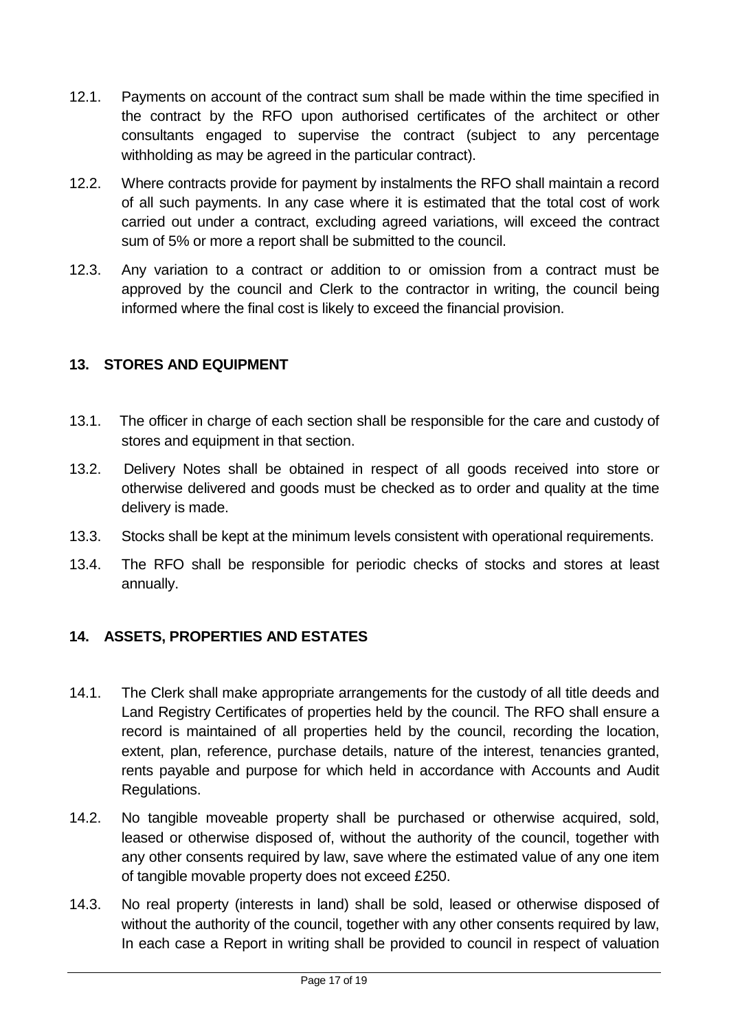12.1. Payments on account of the contract sum shall be made within the time specified in the contract by the RFO upon authorised certificates of the architect or other consultants engaged to supervise the contract (subject to any percentage withholding as may be agreed in the particular contract).

12.2. Where contracts provide for payment by instalments the RFO shall maintain a record of all such payments. In any case where it is estimated that the total cost of work carried out under a contract, excluding agreed variations, will exceed the contract sum of 5% or more a report shall be submitted to the council.

12.3. Any variation to a contract or addition to or omission from a contract must be approved by the council and Clerk to the contractor in writing, the council being informed where the final cost is likely to exceed the financial provision.

## 13. STORES AND EQUIPMENT

13.1. The officer in charge of each section shall be responsible for the care and custody of stores and equipment in that section.

13.2. Delivery Notes shall be obtained in respect of all goods received into store or otherwise delivered and goods must be checked as to order and quality at the time delivery is made.

13.3. Stocks shall be kept at the minimum levels consistent with operational requirements.

13.4. The RFO shall be responsible for periodic checks of stocks and stores at least annually.

## 14. ASSETS, PROPERTIES AND ESTATES

14.1. The Clerk shall make appropriate arrangements for the custody of all title deeds and Land Registry Certificates of properties held by the council. The RFO shall ensure a record is maintained of all properties held by the council, recording the location, extent, plan, reference, purchase details, nature of the interest, tenancies granted, rents payable and purpose for which held in accordance with Accounts and Audit Regulations.

14.2. No tangible moveable property shall be purchased or otherwise acquired, sold, leased or otherwise disposed of, without the authority of the council, together with any other consents required by law, save where the estimated value of any one item of tangible movable property does not exceed £250.

14.3. No real property (interests in land) shall be sold, leased or otherwise disposed of without the authority of the council, together with any other consents required by law, In each case a Report in writing shall be provided to council in respect of valuation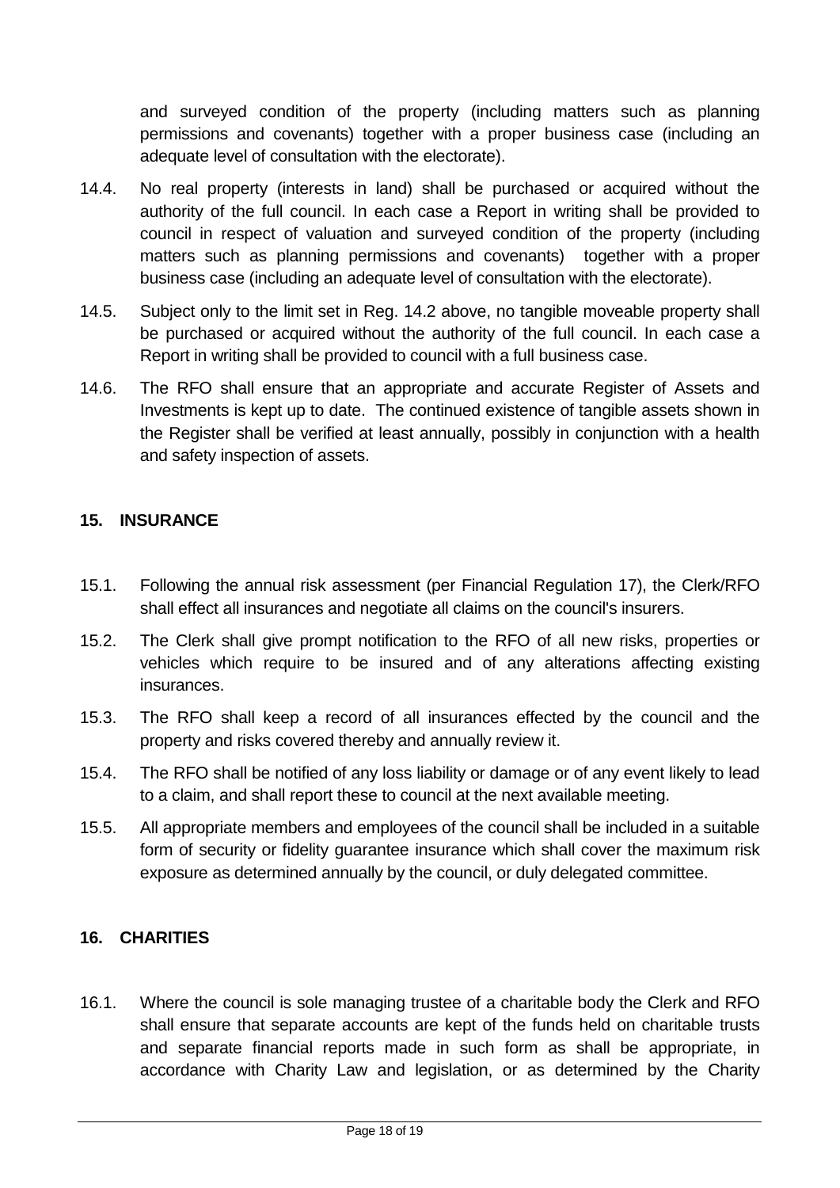and surveyed condition of the property (including matters such as planning permissions and covenants) together with a proper business case (including an adequate level of consultation with the electorate).

14.4. No real property (interests in land) shall be purchased or acquired without the authority of the full council. In each case a Report in writing shall be provided to council in respect of valuation and surveyed condition of the property (including matters such as planning permissions and covenants) together with a proper business case (including an adequate level of consultation with the electorate).

14.5. Subject only to the limit set in Reg. 14.2 above, no tangible moveable property shall be purchased or acquired without the authority of the full council. In each case a Report in writing shall be provided to council with a full business case.

14.6. The RFO shall ensure that an appropriate and accurate Register of Assets and Investments is kept up to date. The continued existence of tangible assets shown in the Register shall be verified at least annually, possibly in conjunction with a health and safety inspection of assets.

## 15. INSURANCE

15.1. Following the annual risk assessment (per Financial Regulation 17), the Clerk/RFO shall effect all insurances and negotiate all claims on the council's insurers.

15.2. The Clerk shall give prompt notification to the RFO of all new risks, properties or vehicles which require to be insured and of any alterations affecting existing insurances.

15.3. The RFO shall keep a record of all insurances effected by the council and the property and risks covered thereby and annually review it.

15.4. The RFO shall be notified of any loss liability or damage or of any event likely to lead to a claim, and shall report these to council at the next available meeting.

15.5. All appropriate members and employees of the council shall be included in a suitable form of security or fidelity guarantee insurance which shall cover the maximum risk exposure as determined annually by the council, or duly delegated committee.

## 16. CHARITIES

16.1. Where the council is sole managing trustee of a charitable body the Clerk and RFO shall ensure that separate accounts are kept of the funds held on charitable trusts and separate financial reports made in such form as shall be appropriate, in accordance with Charity Law and legislation, or as determined by the Charity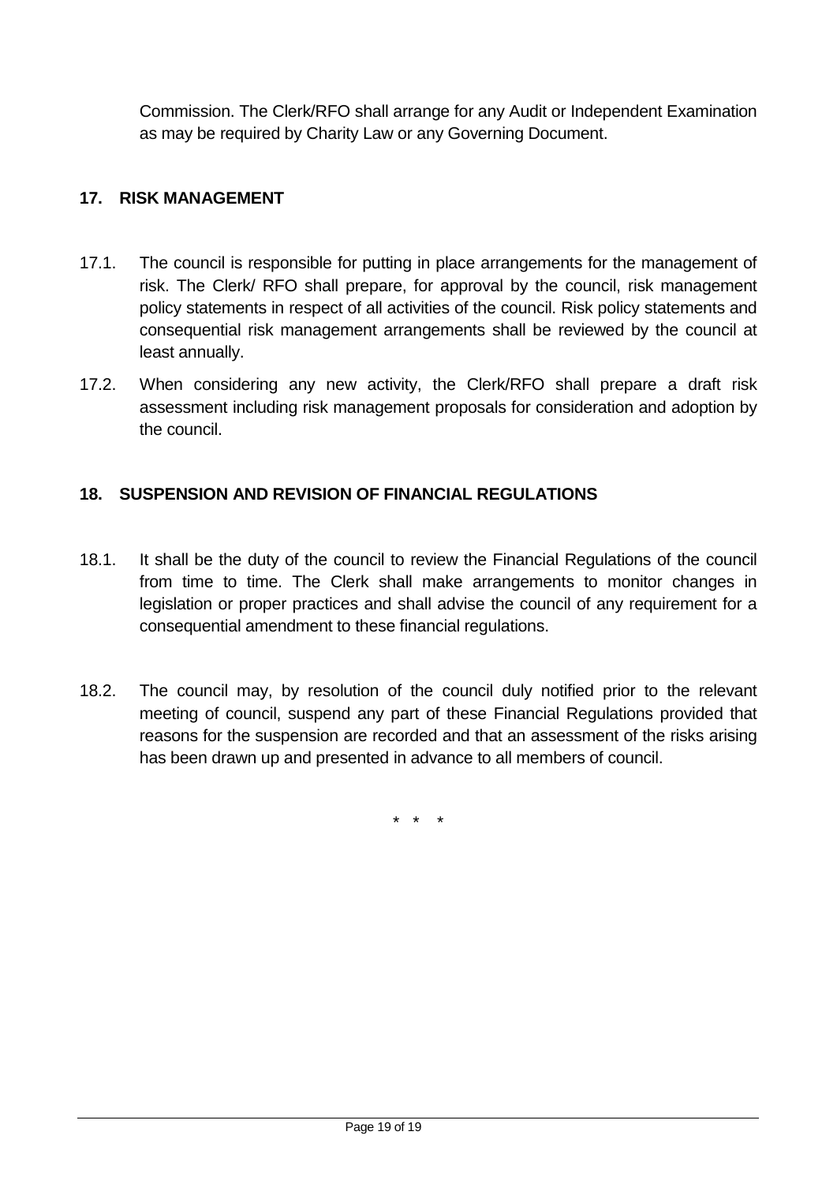Commission. The Clerk/RFO shall arrange for any Audit or Independent Examination as may be required by Charity Law or any Governing Document.

## 17. RISK MANAGEMENT

17.1. The council is responsible for putting in place arrangements for the management of risk. The Clerk/ RFO shall prepare, for approval by the council, risk management policy statements in respect of all activities of the council. Risk policy statements and consequential risk management arrangements shall be reviewed by the council at least annually.

17.2. When considering any new activity, the Clerk/RFO shall prepare a draft risk assessment including risk management proposals for consideration and adoption by the council.

## 18. SUSPENSION AND REVISION OF FINANCIAL REGULATIONS

18.1. It shall be the duty of the council to review the Financial Regulations of the council from time to time. The Clerk shall make arrangements to monitor changes in legislation or proper practices and shall advise the council of any requirement for a consequential amendment to these financial regulations.

18.2. The council may, by resolution of the council duly notified prior to the relevant meeting of council, suspend any part of these Financial Regulations provided that reasons for the suspension are recorded and that an assessment of the risks arising has been drawn up and presented in advance to all members of council.

\* \* \*